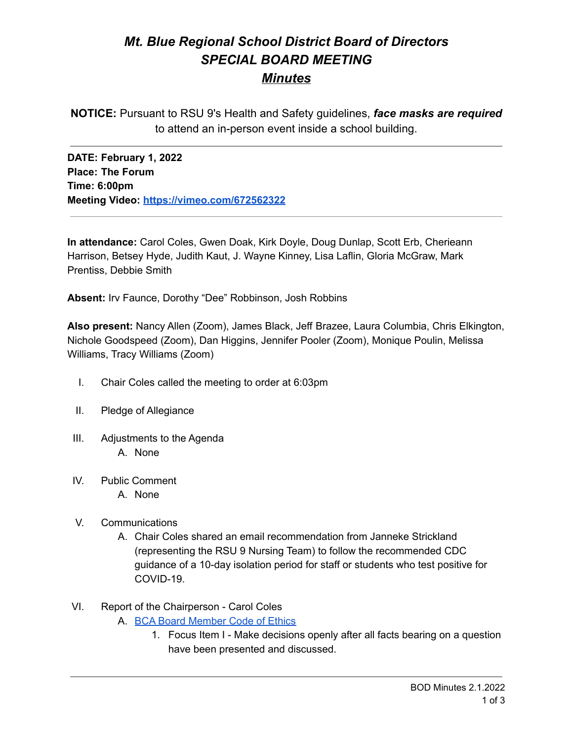# *Mt. Blue Regional School District Board of Directors*
# *SPECIAL BOARD MEETING*
# ***Minutes***

**NOTICE:** Pursuant to RSU 9's Health and Safety guidelines, ***face masks are required*** to attend an in-person event inside a school building.

---

**DATE: February 1, 2022**
**Place: The Forum**
**Time: 6:00pm**
**Meeting Video: [https://vimeo.com/672562322](https://vimeo.com/672562322)**

---

**In attendance:** Carol Coles, Gwen Doak, Kirk Doyle, Doug Dunlap, Scott Erb, Cherieann Harrison, Betsey Hyde, Judith Kaut, J. Wayne Kinney, Lisa Laflin, Gloria McGraw, Mark Prentiss, Debbie Smith

**Absent:** Irv Faunce, Dorothy "Dee" Robbinson, Josh Robbins

**Also present:** Nancy Allen (Zoom), James Black, Jeff Brazee, Laura Columbia, Chris Elkington, Nichole Goodspeed (Zoom), Dan Higgins, Jennifer Pooler (Zoom), Monique Poulin, Melissa Williams, Tracy Williams (Zoom)

I. Chair Coles called the meeting to order at 6:03pm

II. Pledge of Allegiance

III. Adjustments to the Agenda
   A. None

IV. Public Comment
   A. None

V. Communications
   A. Chair Coles shared an email recommendation from Janneke Strickland (representing the RSU 9 Nursing Team) to follow the recommended CDC guidance of a 10-day isolation period for staff or students who test positive for COVID-19.

VI. Report of the Chairperson - Carol Coles
   A. BCA Board Member Code of Ethics
      1. Focus Item I - Make decisions openly after all facts bearing on a question have been presented and discussed.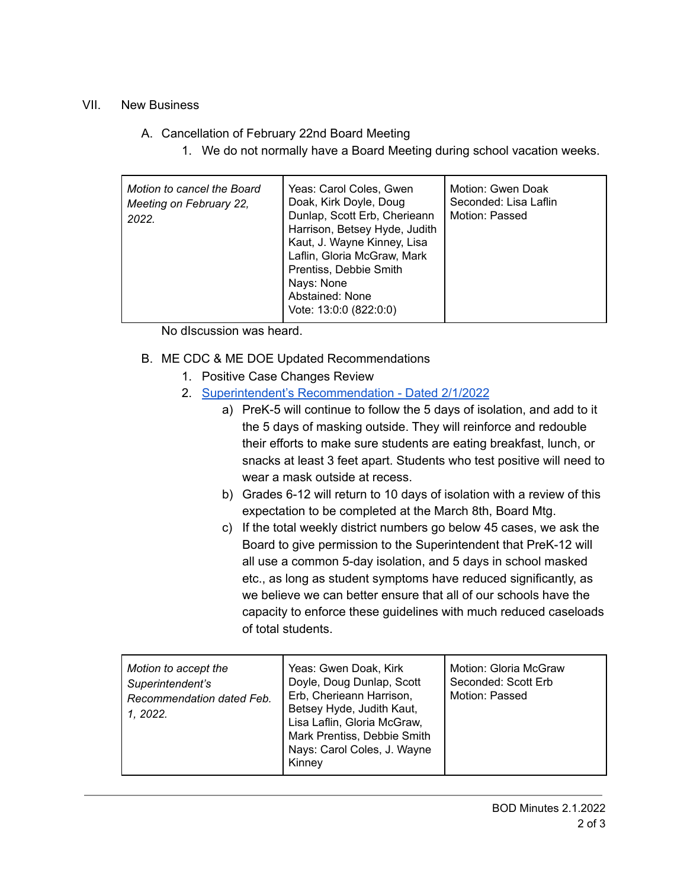VII. New Business

A. Cancellation of February 22nd Board Meeting

1. We do not normally have a Board Meeting during school vacation weeks.

| *Motion to cancel the Board Meeting on February 22, 2022.* | Yeas: Carol Coles, Gwen Doak, Kirk Doyle, Doug Dunlap, Scott Erb, Cherieann Harrison, Betsey Hyde, Judith Kaut, J. Wayne Kinney, Lisa Laflin, Gloria McGraw, Mark Prentiss, Debbie Smith<br>Nays: None<br>Abstained: None<br>Vote: 13:0:0 (822:0:0) | Motion: Gwen Doak<br>Seconded: Lisa Laflin<br>Motion: Passed |
|---|---|---|

No dIscussion was heard.

B. ME CDC & ME DOE Updated Recommendations

1. Positive Case Changes Review
2. [Superintendent's Recommendation - Dated 2/1/2022]()
   a) PreK-5 will continue to follow the 5 days of isolation, and add to it the 5 days of masking outside. They will reinforce and redouble their efforts to make sure students are eating breakfast, lunch, or snacks at least 3 feet apart. Students who test positive will need to wear a mask outside at recess.
   b) Grades 6-12 will return to 10 days of isolation with a review of this expectation to be completed at the March 8th, Board Mtg.
   c) If the total weekly district numbers go below 45 cases, we ask the Board to give permission to the Superintendent that PreK-12 will all use a common 5-day isolation, and 5 days in school masked etc., as long as student symptoms have reduced significantly, as we believe we can better ensure that all of our schools have the capacity to enforce these guidelines with much reduced caseloads of total students.

| *Motion to accept the Superintendent's Recommendation dated Feb. 1, 2022.* | Yeas: Gwen Doak, Kirk Doyle, Doug Dunlap, Scott Erb, Cherieann Harrison, Betsey Hyde, Judith Kaut, Lisa Laflin, Gloria McGraw, Mark Prentiss, Debbie Smith<br>Nays: Carol Coles, J. Wayne Kinney | Motion: Gloria McGraw<br>Seconded: Scott Erb<br>Motion: Passed |
|---|---|---|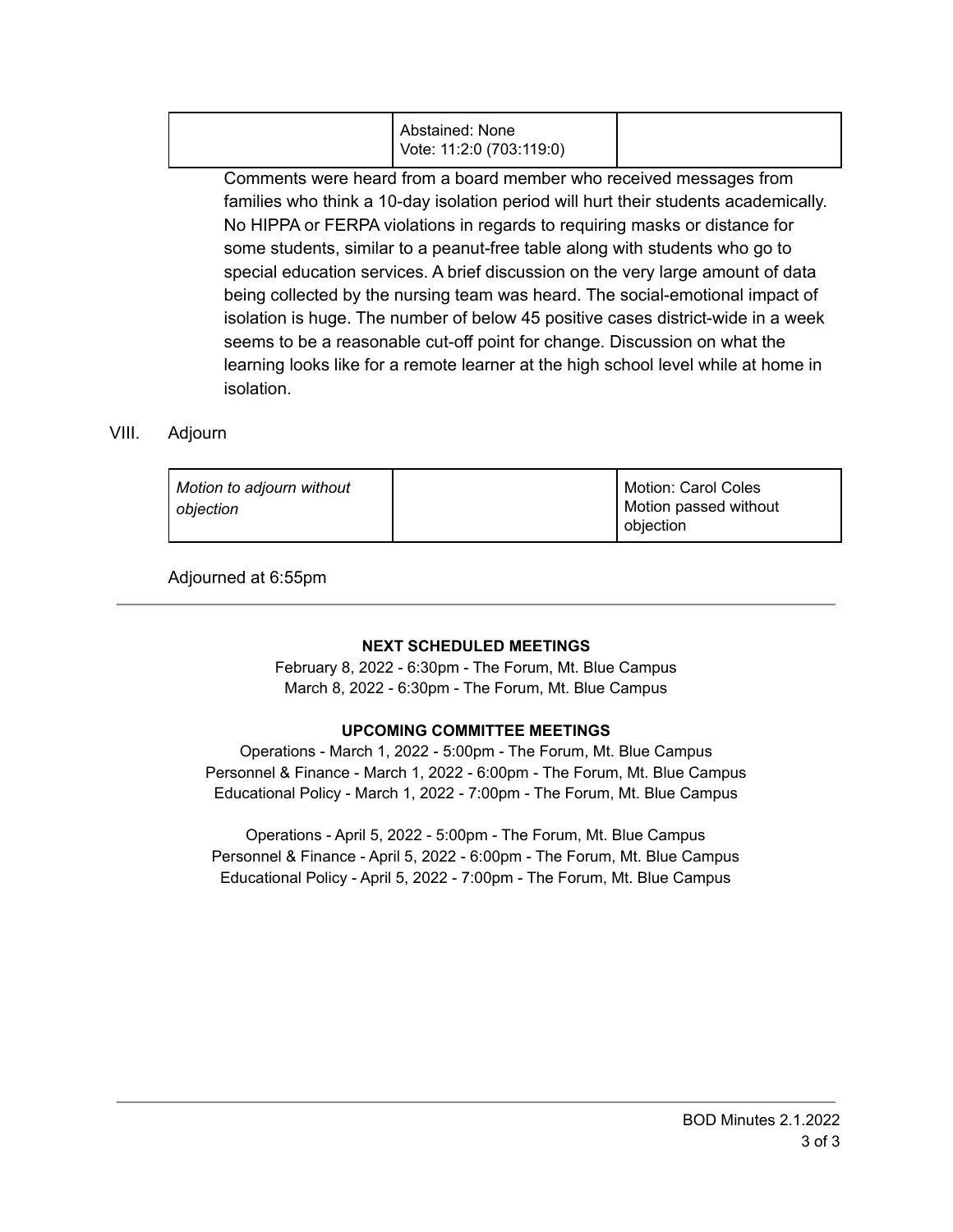| | | |
|---|---|---|
| | Abstained: None<br>Vote: 11:2:0 (703:119:0) | |

Comments were heard from a board member who received messages from families who think a 10-day isolation period will hurt their students academically. No HIPPA or FERPA violations in regards to requiring masks or distance for some students, similar to a peanut-free table along with students who go to special education services. A brief discussion on the very large amount of data being collected by the nursing team was heard. The social-emotional impact of isolation is huge. The number of below 45 positive cases district-wide in a week seems to be a reasonable cut-off point for change. Discussion on what the learning looks like for a remote learner at the high school level while at home in isolation.

VIII. Adjourn

| | | |
|---|---|---|
| *Motion to adjourn without objection* | | Motion: Carol Coles<br>Motion passed without objection |

Adjourned at 6:55pm

---

**NEXT SCHEDULED MEETINGS**

February 8, 2022 - 6:30pm - The Forum, Mt. Blue Campus
March 8, 2022 - 6:30pm - The Forum, Mt. Blue Campus

**UPCOMING COMMITTEE MEETINGS**

Operations - March 1, 2022 - 5:00pm - The Forum, Mt. Blue Campus
Personnel & Finance - March 1, 2022 - 6:00pm - The Forum, Mt. Blue Campus
Educational Policy - March 1, 2022 - 7:00pm - The Forum, Mt. Blue Campus

Operations - April 5, 2022 - 5:00pm - The Forum, Mt. Blue Campus
Personnel & Finance - April 5, 2022 - 6:00pm - The Forum, Mt. Blue Campus
Educational Policy - April 5, 2022 - 7:00pm - The Forum, Mt. Blue Campus